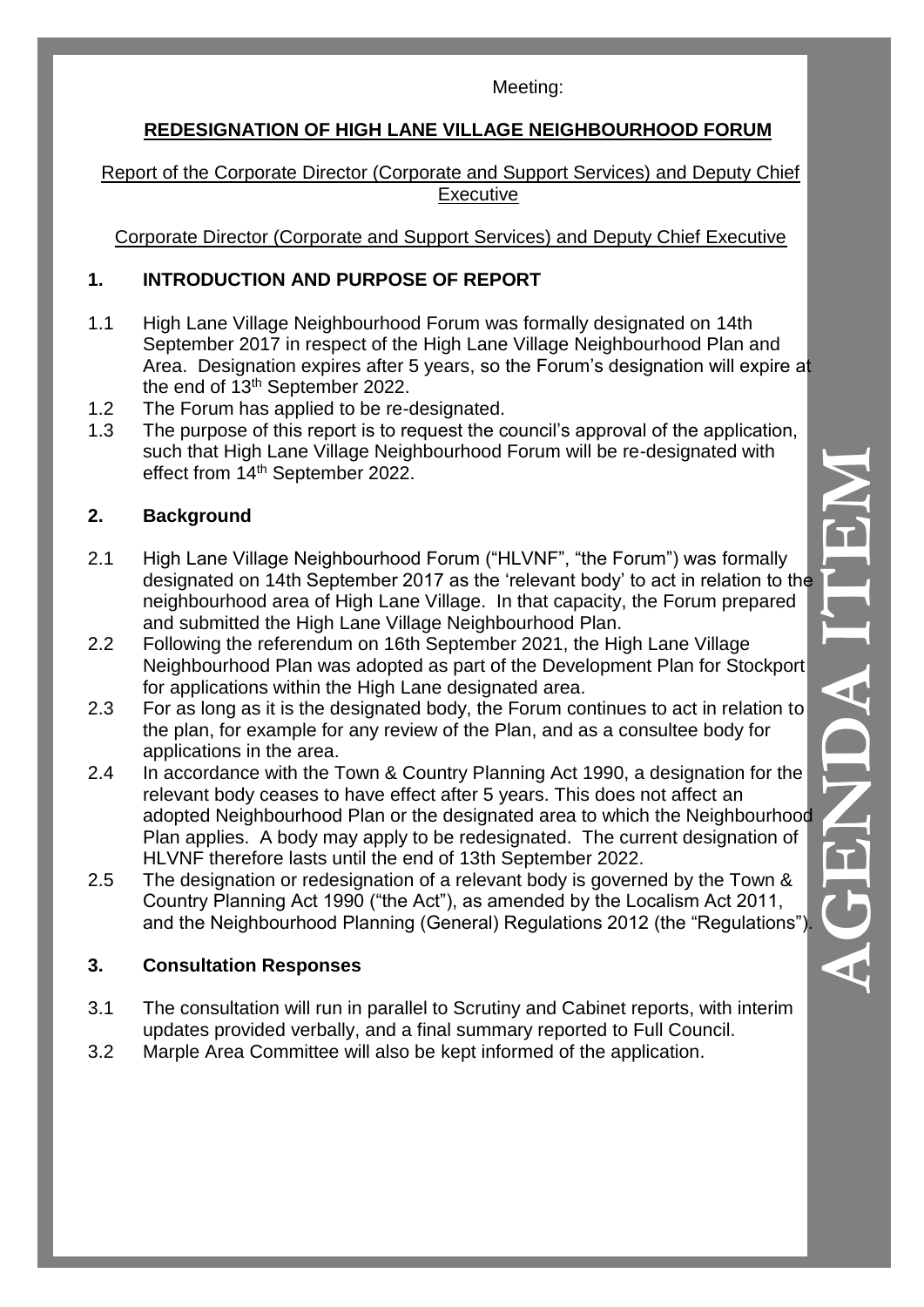Meeting:

## REDESIGNATION OF HIGH LANE VILLAGE NEIGHBOURHOOD FORUM

Report of the Corporate Director (Corporate and Support Services) and Deputy Chief Executive

Corporate Director (Corporate and Support Services) and Deputy Chief Executive

### 1. INTRODUCTION AND PURPOSE OF REPORT

1.1 High Lane Village Neighbourhood Forum was formally designated on 14th September 2017 in respect of the High Lane Village Neighbourhood Plan and Area. Designation expires after 5 years, so the Forum's designation will expire at the end of 13th September 2022.

1.2 The Forum has applied to be re-designated.

1.3 The purpose of this report is to request the council's approval of the application, such that High Lane Village Neighbourhood Forum will be re-designated with effect from 14th September 2022.

### 2. Background

2.1 High Lane Village Neighbourhood Forum ("HLVNF", "the Forum") was formally designated on 14th September 2017 as the 'relevant body' to act in relation to the neighbourhood area of High Lane Village. In that capacity, the Forum prepared and submitted the High Lane Village Neighbourhood Plan.

2.2 Following the referendum on 16th September 2021, the High Lane Village Neighbourhood Plan was adopted as part of the Development Plan for Stockport for applications within the High Lane designated area.

2.3 For as long as it is the designated body, the Forum continues to act in relation to the plan, for example for any review of the Plan, and as a consultee body for applications in the area.

2.4 In accordance with the Town & Country Planning Act 1990, a designation for the relevant body ceases to have effect after 5 years. This does not affect an adopted Neighbourhood Plan or the designated area to which the Neighbourhood Plan applies. A body may apply to be redesignated. The current designation of HLVNF therefore lasts until the end of 13th September 2022.

2.5 The designation or redesignation of a relevant body is governed by the Town & Country Planning Act 1990 ("the Act"), as amended by the Localism Act 2011, and the Neighbourhood Planning (General) Regulations 2012 (the "Regulations").

### 3. Consultation Responses

3.1 The consultation will run in parallel to Scrutiny and Cabinet reports, with interim updates provided verbally, and a final summary reported to Full Council.

3.2 Marple Area Committee will also be kept informed of the application.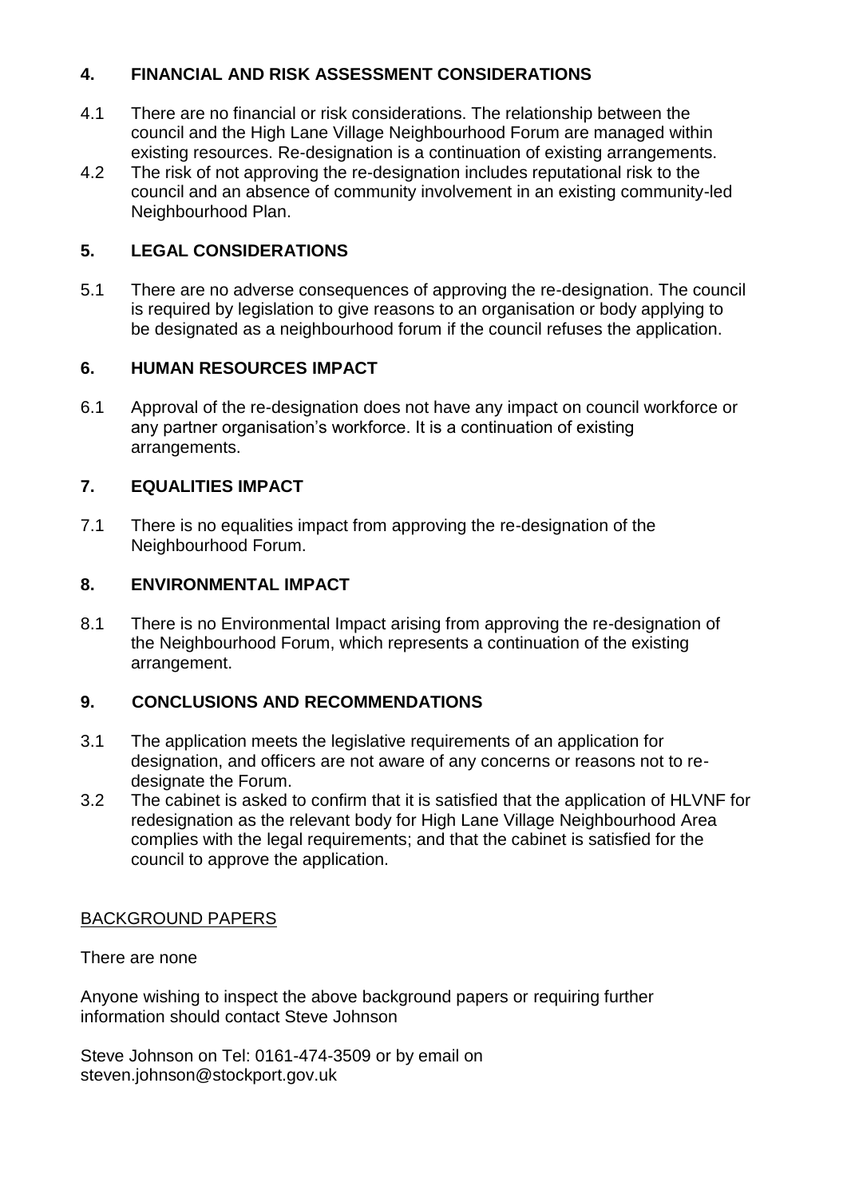## 4. FINANCIAL AND RISK ASSESSMENT CONSIDERATIONS

4.1 There are no financial or risk considerations. The relationship between the council and the High Lane Village Neighbourhood Forum are managed within existing resources. Re-designation is a continuation of existing arrangements.

4.2 The risk of not approving the re-designation includes reputational risk to the council and an absence of community involvement in an existing community-led Neighbourhood Plan.

## 5. LEGAL CONSIDERATIONS

5.1 There are no adverse consequences of approving the re-designation. The council is required by legislation to give reasons to an organisation or body applying to be designated as a neighbourhood forum if the council refuses the application.

## 6. HUMAN RESOURCES IMPACT

6.1 Approval of the re-designation does not have any impact on council workforce or any partner organisation's workforce. It is a continuation of existing arrangements.

## 7. EQUALITIES IMPACT

7.1 There is no equalities impact from approving the re-designation of the Neighbourhood Forum.

## 8. ENVIRONMENTAL IMPACT

8.1 There is no Environmental Impact arising from approving the re-designation of the Neighbourhood Forum, which represents a continuation of the existing arrangement.

## 9. CONCLUSIONS AND RECOMMENDATIONS

3.1 The application meets the legislative requirements of an application for designation, and officers are not aware of any concerns or reasons not to re-designate the Forum.

3.2 The cabinet is asked to confirm that it is satisfied that the application of HLVNF for redesignation as the relevant body for High Lane Village Neighbourhood Area complies with the legal requirements; and that the cabinet is satisfied for the council to approve the application.

BACKGROUND PAPERS

There are none

Anyone wishing to inspect the above background papers or requiring further information should contact Steve Johnson

Steve Johnson on Tel: 0161-474-3509 or by email on steven.johnson@stockport.gov.uk